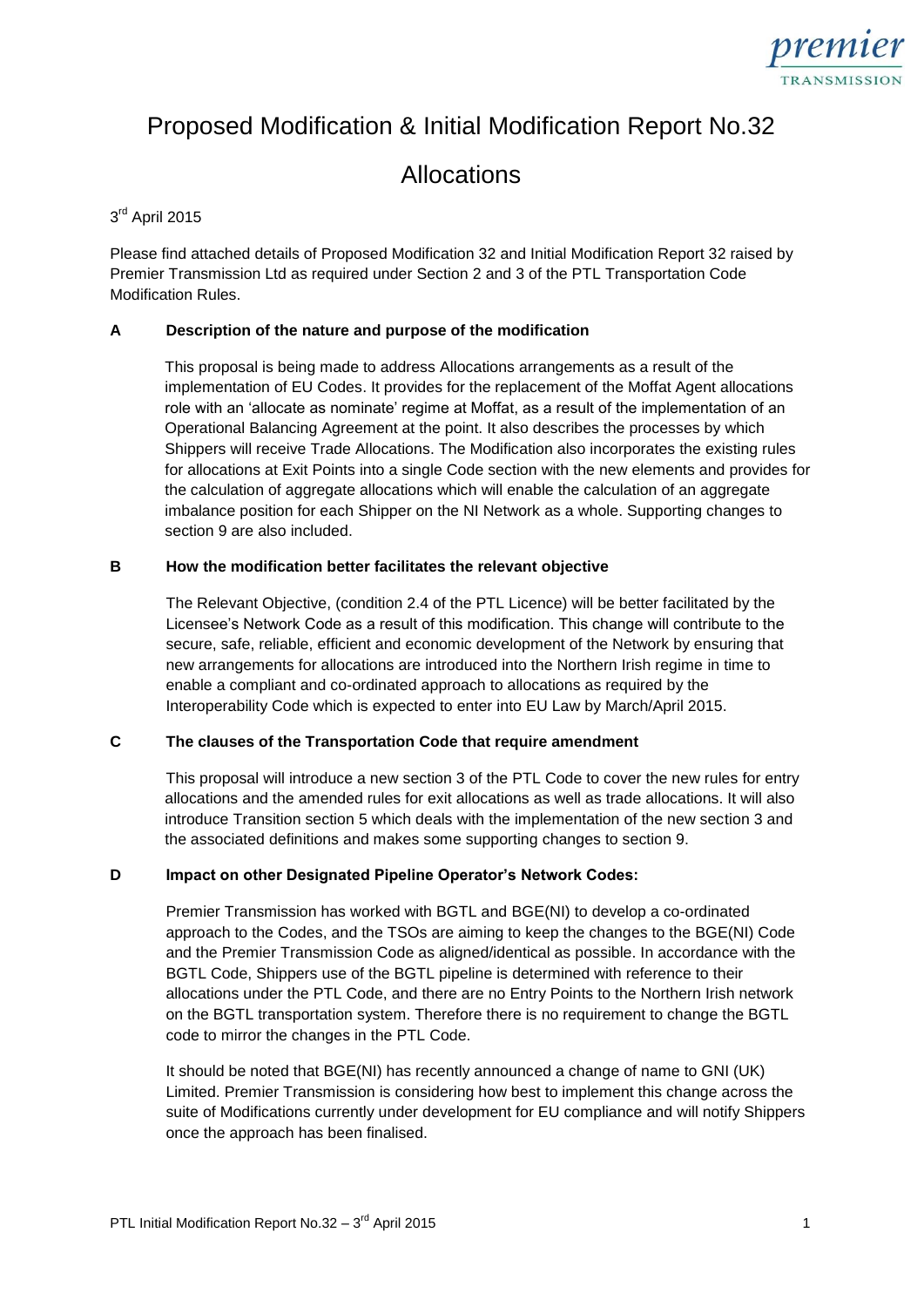# Proposed Modification & Initial Modification Report No.32

## Allocations

3rd April 2015

Please find attached details of Proposed Modification 32 and Initial Modification Report 32 raised by Premier Transmission Ltd as required under Section 2 and 3 of the PTL Transportation Code Modification Rules.

**A Description of the nature and purpose of the modification**

This proposal is being made to address Allocations arrangements as a result of the implementation of EU Codes. It provides for the replacement of the Moffat Agent allocations role with an 'allocate as nominate' regime at Moffat, as a result of the implementation of an Operational Balancing Agreement at the point. It also describes the processes by which Shippers will receive Trade Allocations. The Modification also incorporates the existing rules for allocations at Exit Points into a single Code section with the new elements and provides for the calculation of aggregate allocations which will enable the calculation of an aggregate imbalance position for each Shipper on the NI Network as a whole. Supporting changes to section 9 are also included.

**B How the modification better facilitates the relevant objective**

The Relevant Objective, (condition 2.4 of the PTL Licence) will be better facilitated by the Licensee's Network Code as a result of this modification. This change will contribute to the secure, safe, reliable, efficient and economic development of the Network by ensuring that new arrangements for allocations are introduced into the Northern Irish regime in time to enable a compliant and co-ordinated approach to allocations as required by the Interoperability Code which is expected to enter into EU Law by March/April 2015.

**C The clauses of the Transportation Code that require amendment**

This proposal will introduce a new section 3 of the PTL Code to cover the new rules for entry allocations and the amended rules for exit allocations as well as trade allocations. It will also introduce Transition section 5 which deals with the implementation of the new section 3 and the associated definitions and makes some supporting changes to section 9.

**D Impact on other Designated Pipeline Operator's Network Codes:**

Premier Transmission has worked with BGTL and BGE(NI) to develop a co-ordinated approach to the Codes, and the TSOs are aiming to keep the changes to the BGE(NI) Code and the Premier Transmission Code as aligned/identical as possible. In accordance with the BGTL Code, Shippers use of the BGTL pipeline is determined with reference to their allocations under the PTL Code, and there are no Entry Points to the Northern Irish network on the BGTL transportation system. Therefore there is no requirement to change the BGTL code to mirror the changes in the PTL Code.

It should be noted that BGE(NI) has recently announced a change of name to GNI (UK) Limited. Premier Transmission is considering how best to implement this change across the suite of Modifications currently under development for EU compliance and will notify Shippers once the approach has been finalised.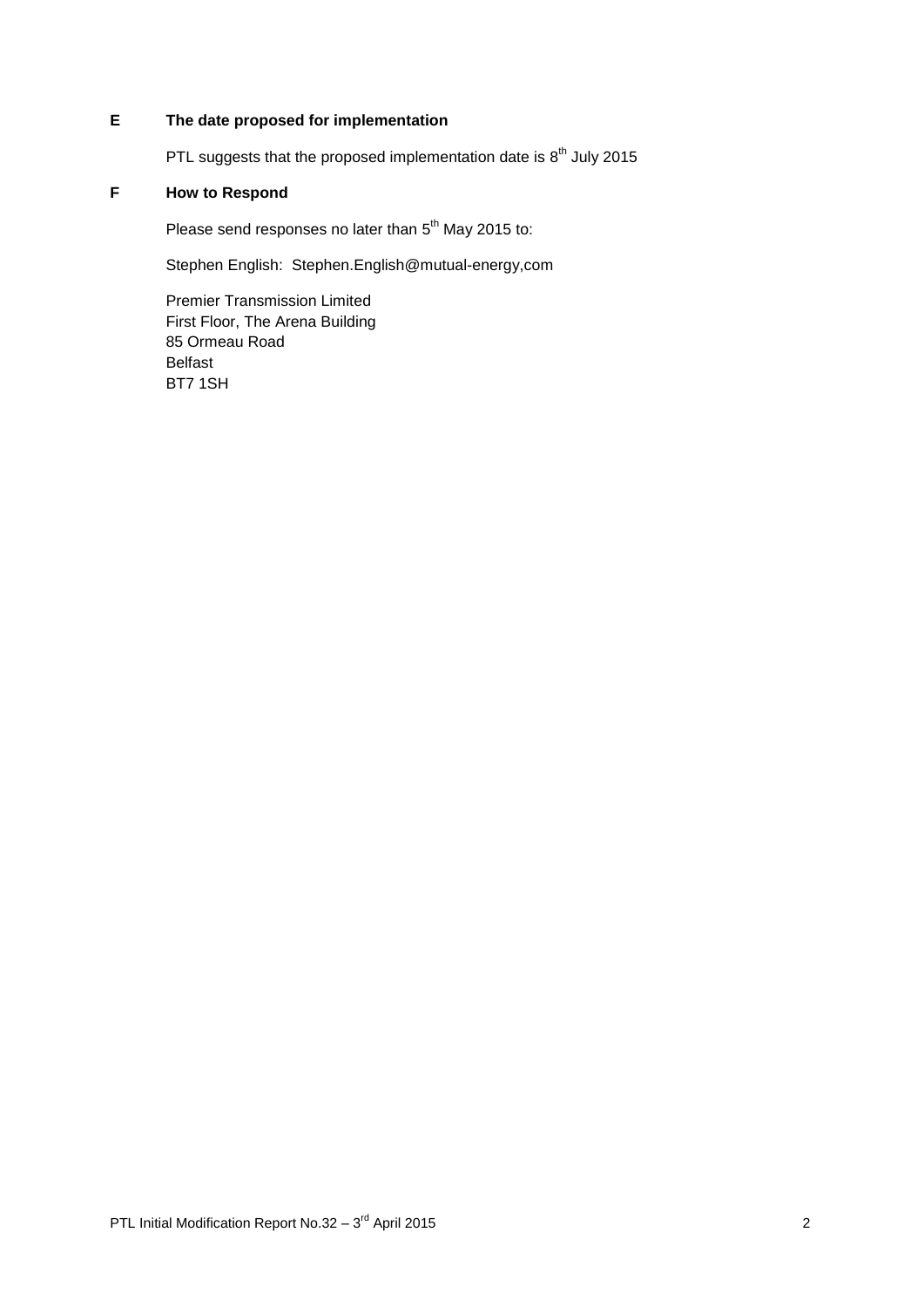## E The date proposed for implementation

PTL suggests that the proposed implementation date is 8th July 2015

## F How to Respond

Please send responses no later than 5th May 2015 to:

Stephen English: Stephen.English@mutual-energy,com

Premier Transmission Limited
First Floor, The Arena Building
85 Ormeau Road
Belfast
BT7 1SH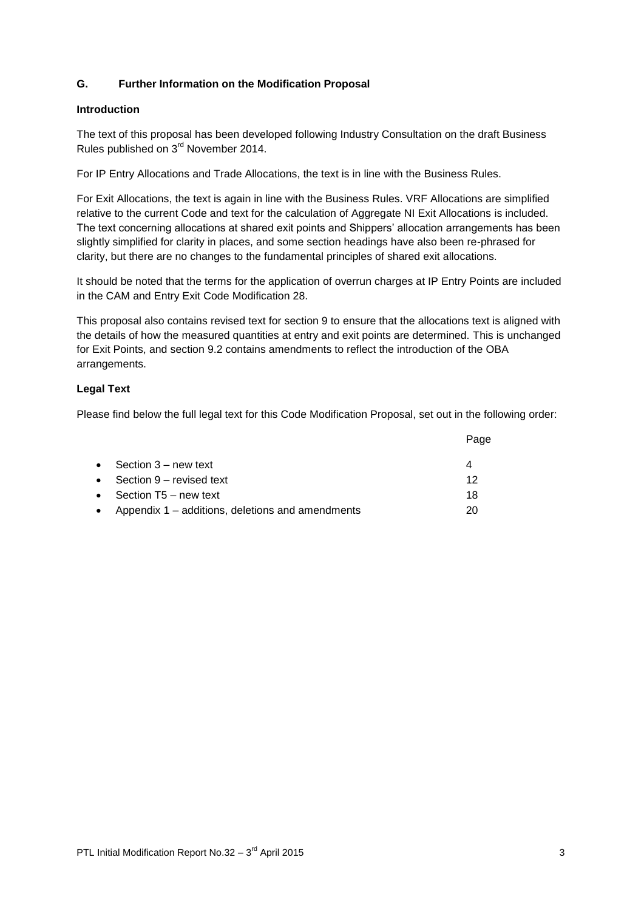## G. Further Information on the Modification Proposal

### Introduction

The text of this proposal has been developed following Industry Consultation on the draft Business Rules published on 3rd November 2014.

For IP Entry Allocations and Trade Allocations, the text is in line with the Business Rules.

For Exit Allocations, the text is again in line with the Business Rules. VRF Allocations are simplified relative to the current Code and text for the calculation of Aggregate NI Exit Allocations is included. The text concerning allocations at shared exit points and Shippers' allocation arrangements has been slightly simplified for clarity in places, and some section headings have also been re-phrased for clarity, but there are no changes to the fundamental principles of shared exit allocations.

It should be noted that the terms for the application of overrun charges at IP Entry Points are included in the CAM and Entry Exit Code Modification 28.

This proposal also contains revised text for section 9 to ensure that the allocations text is aligned with the details of how the measured quantities at entry and exit points are determined. This is unchanged for Exit Points, and section 9.2 contains amendments to reflect the introduction of the OBA arrangements.

### Legal Text

Please find below the full legal text for this Code Modification Proposal, set out in the following order:

| | Page |
|---|---|
| • Section 3 – new text | 4 |
| • Section 9 – revised text | 12 |
| • Section T5 – new text | 18 |
| • Appendix 1 – additions, deletions and amendments | 20 |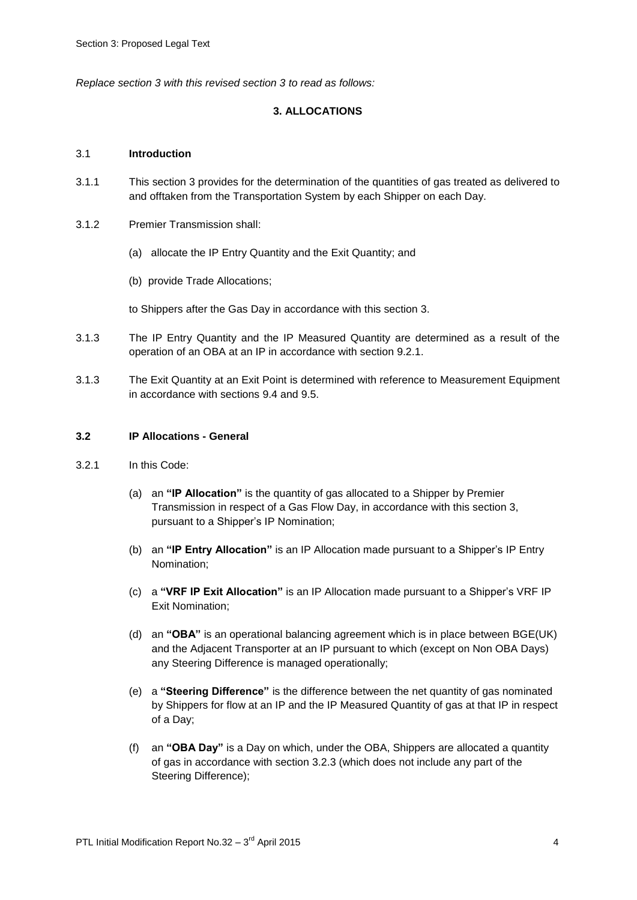Section 3: Proposed Legal Text

*Replace section 3 with this revised section 3 to read as follows:*

**3. ALLOCATIONS**

3.1 **Introduction**

3.1.1 This section 3 provides for the determination of the quantities of gas treated as delivered to and offtaken from the Transportation System by each Shipper on each Day.

3.1.2 Premier Transmission shall:

(a) allocate the IP Entry Quantity and the Exit Quantity; and

(b) provide Trade Allocations;

to Shippers after the Gas Day in accordance with this section 3.

3.1.3 The IP Entry Quantity and the IP Measured Quantity are determined as a result of the operation of an OBA at an IP in accordance with section 9.2.1.

3.1.3 The Exit Quantity at an Exit Point is determined with reference to Measurement Equipment in accordance with sections 9.4 and 9.5.

**3.2 IP Allocations - General**

3.2.1 In this Code:

(a) an **"IP Allocation"** is the quantity of gas allocated to a Shipper by Premier Transmission in respect of a Gas Flow Day, in accordance with this section 3, pursuant to a Shipper's IP Nomination;

(b) an **"IP Entry Allocation"** is an IP Allocation made pursuant to a Shipper's IP Entry Nomination;

(c) a **"VRF IP Exit Allocation"** is an IP Allocation made pursuant to a Shipper's VRF IP Exit Nomination;

(d) an **"OBA"** is an operational balancing agreement which is in place between BGE(UK) and the Adjacent Transporter at an IP pursuant to which (except on Non OBA Days) any Steering Difference is managed operationally;

(e) a **"Steering Difference"** is the difference between the net quantity of gas nominated by Shippers for flow at an IP and the IP Measured Quantity of gas at that IP in respect of a Day;

(f) an **"OBA Day"** is a Day on which, under the OBA, Shippers are allocated a quantity of gas in accordance with section 3.2.3 (which does not include any part of the Steering Difference);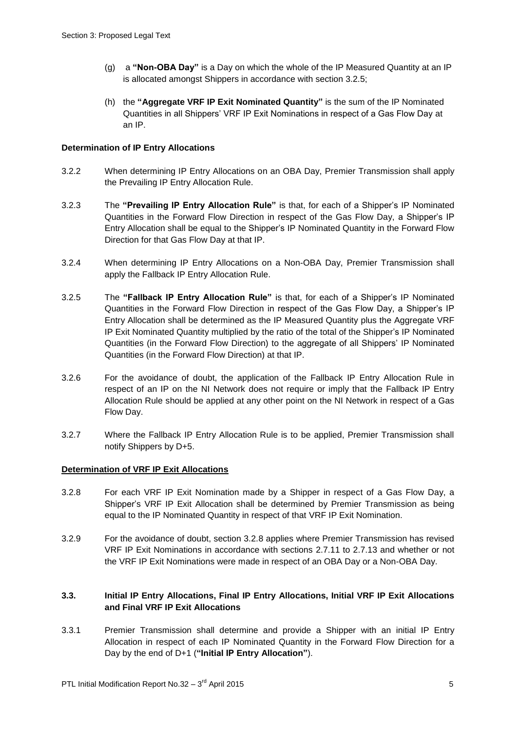(g) a **"Non-OBA Day"** is a Day on which the whole of the IP Measured Quantity at an IP is allocated amongst Shippers in accordance with section 3.2.5;

(h) the **"Aggregate VRF IP Exit Nominated Quantity"** is the sum of the IP Nominated Quantities in all Shippers' VRF IP Exit Nominations in respect of a Gas Flow Day at an IP.

**Determination of IP Entry Allocations**

3.2.2 When determining IP Entry Allocations on an OBA Day, Premier Transmission shall apply the Prevailing IP Entry Allocation Rule.

3.2.3 The **"Prevailing IP Entry Allocation Rule"** is that, for each of a Shipper's IP Nominated Quantities in the Forward Flow Direction in respect of the Gas Flow Day, a Shipper's IP Entry Allocation shall be equal to the Shipper's IP Nominated Quantity in the Forward Flow Direction for that Gas Flow Day at that IP.

3.2.4 When determining IP Entry Allocations on a Non-OBA Day, Premier Transmission shall apply the Fallback IP Entry Allocation Rule.

3.2.5 The **"Fallback IP Entry Allocation Rule"** is that, for each of a Shipper's IP Nominated Quantities in the Forward Flow Direction in respect of the Gas Flow Day, a Shipper's IP Entry Allocation shall be determined as the IP Measured Quantity plus the Aggregate VRF IP Exit Nominated Quantity multiplied by the ratio of the total of the Shipper's IP Nominated Quantities (in the Forward Flow Direction) to the aggregate of all Shippers' IP Nominated Quantities (in the Forward Flow Direction) at that IP.

3.2.6 For the avoidance of doubt, the application of the Fallback IP Entry Allocation Rule in respect of an IP on the NI Network does not require or imply that the Fallback IP Entry Allocation Rule should be applied at any other point on the NI Network in respect of a Gas Flow Day.

3.2.7 Where the Fallback IP Entry Allocation Rule is to be applied, Premier Transmission shall notify Shippers by D+5.

**Determination of VRF IP Exit Allocations**

3.2.8 For each VRF IP Exit Nomination made by a Shipper in respect of a Gas Flow Day, a Shipper's VRF IP Exit Allocation shall be determined by Premier Transmission as being equal to the IP Nominated Quantity in respect of that VRF IP Exit Nomination.

3.2.9 For the avoidance of doubt, section 3.2.8 applies where Premier Transmission has revised VRF IP Exit Nominations in accordance with sections 2.7.11 to 2.7.13 and whether or not the VRF IP Exit Nominations were made in respect of an OBA Day or a Non-OBA Day.

### 3.3. Initial IP Entry Allocations, Final IP Entry Allocations, Initial VRF IP Exit Allocations and Final VRF IP Exit Allocations

3.3.1 Premier Transmission shall determine and provide a Shipper with an initial IP Entry Allocation in respect of each IP Nominated Quantity in the Forward Flow Direction for a Day by the end of D+1 (**"Initial IP Entry Allocation"**).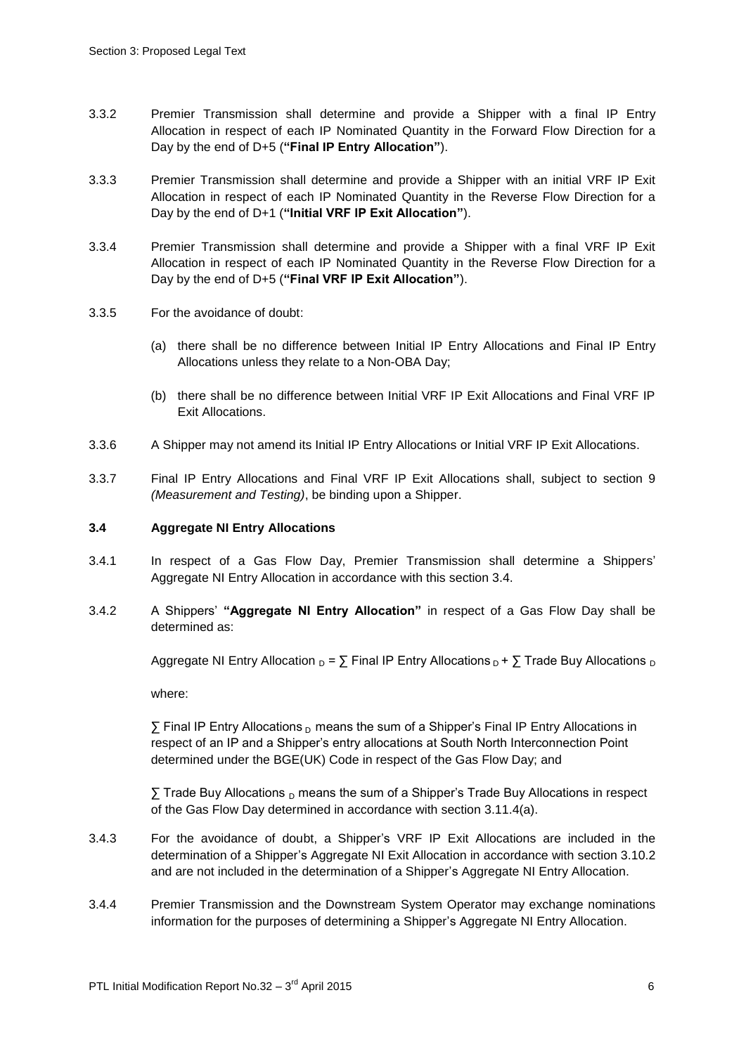3.3.2 Premier Transmission shall determine and provide a Shipper with a final IP Entry Allocation in respect of each IP Nominated Quantity in the Forward Flow Direction for a Day by the end of D+5 (**"Final IP Entry Allocation"**).

3.3.3 Premier Transmission shall determine and provide a Shipper with an initial VRF IP Exit Allocation in respect of each IP Nominated Quantity in the Reverse Flow Direction for a Day by the end of D+1 (**"Initial VRF IP Exit Allocation"**).

3.3.4 Premier Transmission shall determine and provide a Shipper with a final VRF IP Exit Allocation in respect of each IP Nominated Quantity in the Reverse Flow Direction for a Day by the end of D+5 (**"Final VRF IP Exit Allocation"**).

3.3.5 For the avoidance of doubt:

(a) there shall be no difference between Initial IP Entry Allocations and Final IP Entry Allocations unless they relate to a Non-OBA Day;

(b) there shall be no difference between Initial VRF IP Exit Allocations and Final VRF IP Exit Allocations.

3.3.6 A Shipper may not amend its Initial IP Entry Allocations or Initial VRF IP Exit Allocations.

3.3.7 Final IP Entry Allocations and Final VRF IP Exit Allocations shall, subject to section 9 *(Measurement and Testing)*, be binding upon a Shipper.

### 3.4 Aggregate NI Entry Allocations

3.4.1 In respect of a Gas Flow Day, Premier Transmission shall determine a Shippers' Aggregate NI Entry Allocation in accordance with this section 3.4.

3.4.2 A Shippers' **"Aggregate NI Entry Allocation"** in respect of a Gas Flow Day shall be determined as:

$$\text{Aggregate NI Entry Allocation}_D = \sum \text{Final IP Entry Allocations}_D + \sum \text{Trade Buy Allocations}_D$$

where:

$\sum$ Final IP Entry Allocations $_D$ means the sum of a Shipper's Final IP Entry Allocations in respect of an IP and a Shipper's entry allocations at South North Interconnection Point determined under the BGE(UK) Code in respect of the Gas Flow Day; and

$\sum$ Trade Buy Allocations $_D$ means the sum of a Shipper's Trade Buy Allocations in respect of the Gas Flow Day determined in accordance with section 3.11.4(a).

3.4.3 For the avoidance of doubt, a Shipper's VRF IP Exit Allocations are included in the determination of a Shipper's Aggregate NI Exit Allocation in accordance with section 3.10.2 and are not included in the determination of a Shipper's Aggregate NI Entry Allocation.

3.4.4 Premier Transmission and the Downstream System Operator may exchange nominations information for the purposes of determining a Shipper's Aggregate NI Entry Allocation.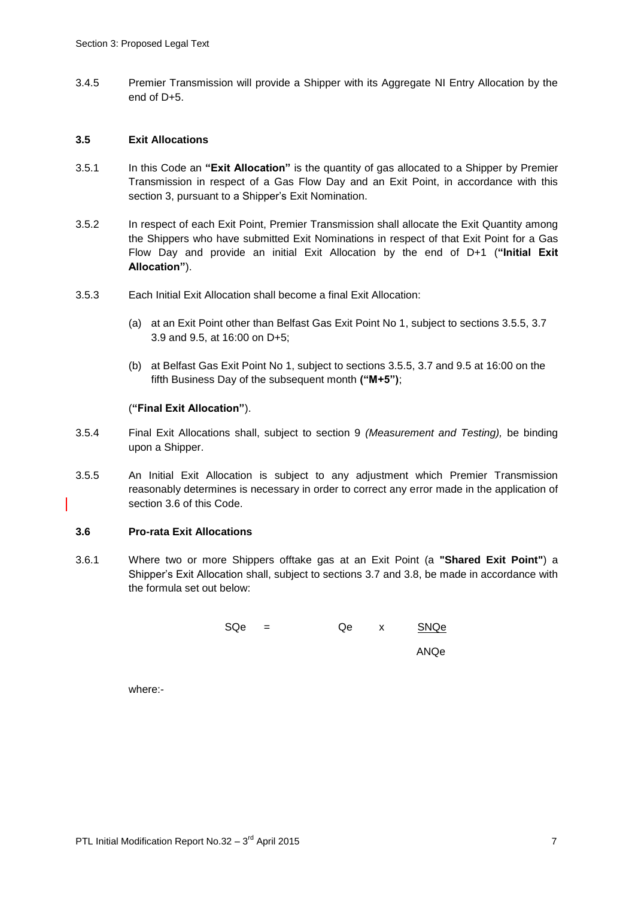3.4.5 Premier Transmission will provide a Shipper with its Aggregate NI Entry Allocation by the end of D+5.

### 3.5 Exit Allocations

3.5.1 In this Code an **"Exit Allocation"** is the quantity of gas allocated to a Shipper by Premier Transmission in respect of a Gas Flow Day and an Exit Point, in accordance with this section 3, pursuant to a Shipper's Exit Nomination.

3.5.2 In respect of each Exit Point, Premier Transmission shall allocate the Exit Quantity among the Shippers who have submitted Exit Nominations in respect of that Exit Point for a Gas Flow Day and provide an initial Exit Allocation by the end of D+1 (**"Initial Exit Allocation"**).

3.5.3 Each Initial Exit Allocation shall become a final Exit Allocation:

(a) at an Exit Point other than Belfast Gas Exit Point No 1, subject to sections 3.5.5, 3.7 3.9 and 9.5, at 16:00 on D+5;

(b) at Belfast Gas Exit Point No 1, subject to sections 3.5.5, 3.7 and 9.5 at 16:00 on the fifth Business Day of the subsequent month **("M+5")**;

(**"Final Exit Allocation"**).

3.5.4 Final Exit Allocations shall, subject to section 9 *(Measurement and Testing),* be binding upon a Shipper.

3.5.5 An Initial Exit Allocation is subject to any adjustment which Premier Transmission reasonably determines is necessary in order to correct any error made in the application of section 3.6 of this Code.

### 3.6 Pro-rata Exit Allocations

3.6.1 Where two or more Shippers offtake gas at an Exit Point (a **"Shared Exit Point"**) a Shipper's Exit Allocation shall, subject to sections 3.7 and 3.8, be made in accordance with the formula set out below:

$$SQe = Qe \times \frac{SNQe}{ANQe}$$

where:-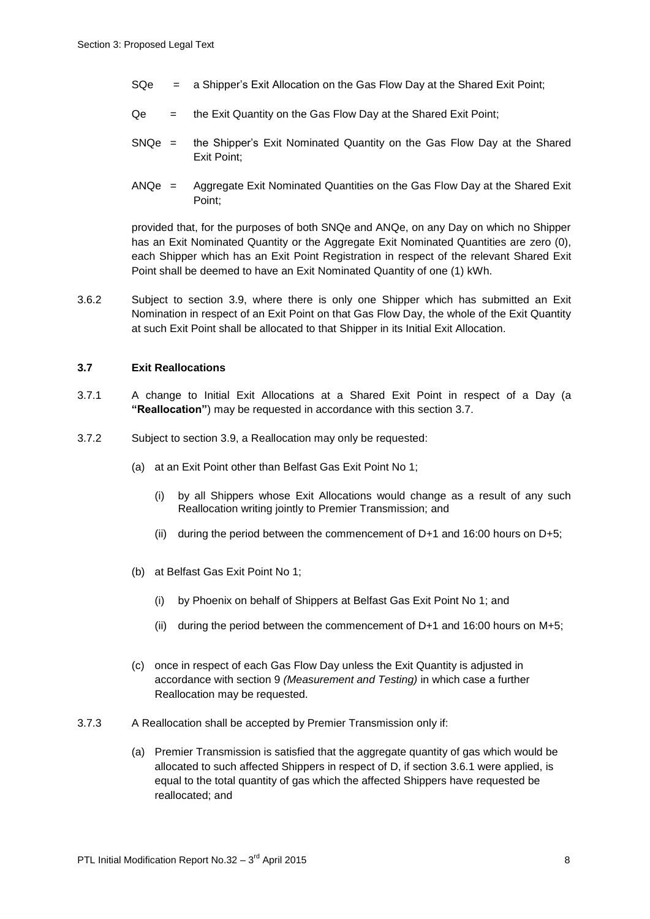SQe = a Shipper's Exit Allocation on the Gas Flow Day at the Shared Exit Point;

Qe = the Exit Quantity on the Gas Flow Day at the Shared Exit Point;

SNQe = the Shipper's Exit Nominated Quantity on the Gas Flow Day at the Shared Exit Point;

ANQe = Aggregate Exit Nominated Quantities on the Gas Flow Day at the Shared Exit Point;

provided that, for the purposes of both SNQe and ANQe, on any Day on which no Shipper has an Exit Nominated Quantity or the Aggregate Exit Nominated Quantities are zero (0), each Shipper which has an Exit Point Registration in respect of the relevant Shared Exit Point shall be deemed to have an Exit Nominated Quantity of one (1) kWh.

3.6.2 Subject to section 3.9, where there is only one Shipper which has submitted an Exit Nomination in respect of an Exit Point on that Gas Flow Day, the whole of the Exit Quantity at such Exit Point shall be allocated to that Shipper in its Initial Exit Allocation.

### 3.7 Exit Reallocations

3.7.1 A change to Initial Exit Allocations at a Shared Exit Point in respect of a Day (a **"Reallocation"**) may be requested in accordance with this section 3.7.

3.7.2 Subject to section 3.9, a Reallocation may only be requested:

(a) at an Exit Point other than Belfast Gas Exit Point No 1;

(i) by all Shippers whose Exit Allocations would change as a result of any such Reallocation writing jointly to Premier Transmission; and

(ii) during the period between the commencement of D+1 and 16:00 hours on D+5;

(b) at Belfast Gas Exit Point No 1;

(i) by Phoenix on behalf of Shippers at Belfast Gas Exit Point No 1; and

(ii) during the period between the commencement of D+1 and 16:00 hours on M+5;

(c) once in respect of each Gas Flow Day unless the Exit Quantity is adjusted in accordance with section 9 *(Measurement and Testing)* in which case a further Reallocation may be requested.

3.7.3 A Reallocation shall be accepted by Premier Transmission only if:

(a) Premier Transmission is satisfied that the aggregate quantity of gas which would be allocated to such affected Shippers in respect of D, if section 3.6.1 were applied, is equal to the total quantity of gas which the affected Shippers have requested be reallocated; and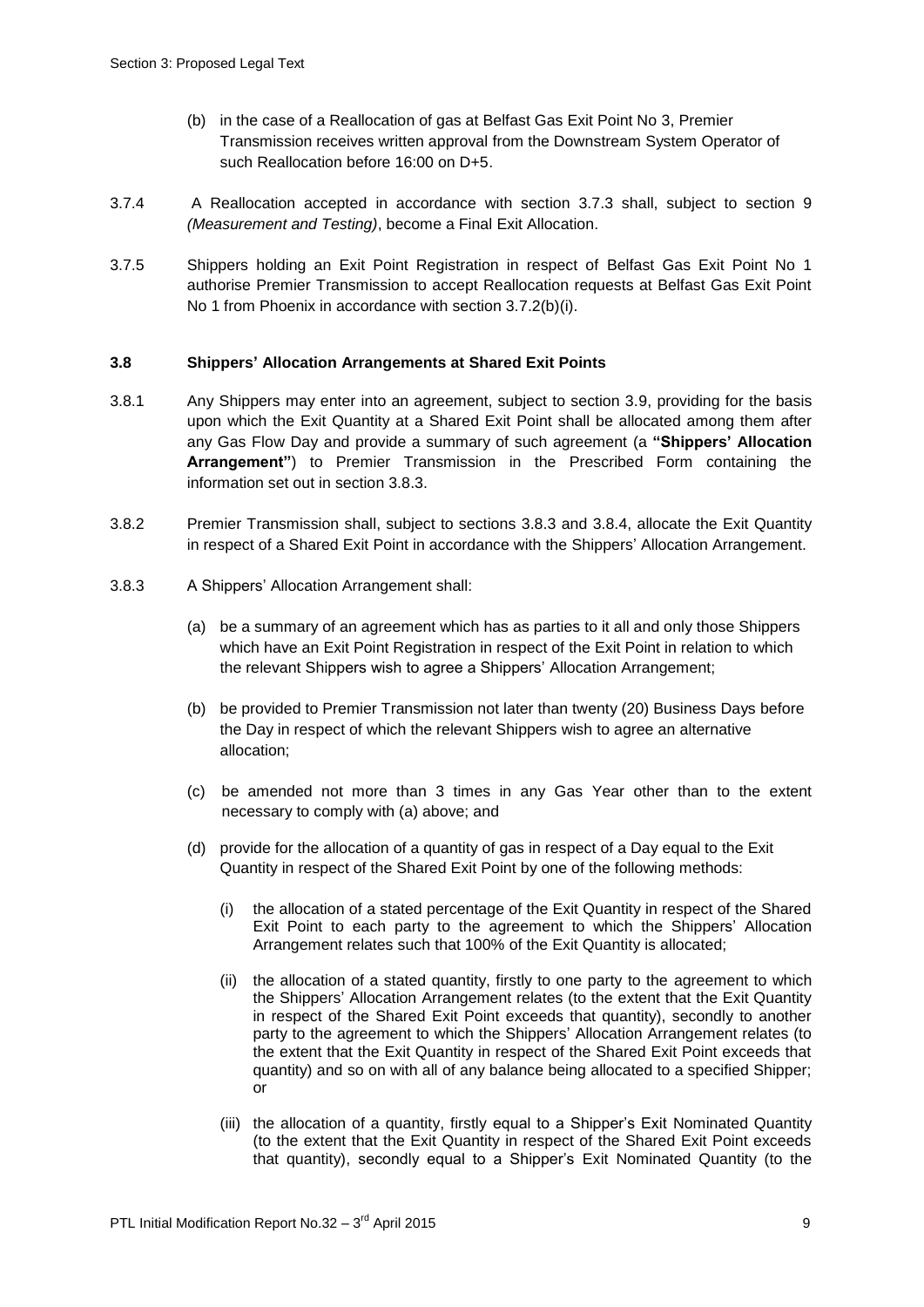(b) in the case of a Reallocation of gas at Belfast Gas Exit Point No 3, Premier Transmission receives written approval from the Downstream System Operator of such Reallocation before 16:00 on D+5.

3.7.4 A Reallocation accepted in accordance with section 3.7.3 shall, subject to section 9 *(Measurement and Testing)*, become a Final Exit Allocation.

3.7.5 Shippers holding an Exit Point Registration in respect of Belfast Gas Exit Point No 1 authorise Premier Transmission to accept Reallocation requests at Belfast Gas Exit Point No 1 from Phoenix in accordance with section 3.7.2(b)(i).

**3.8 Shippers' Allocation Arrangements at Shared Exit Points**

3.8.1 Any Shippers may enter into an agreement, subject to section 3.9, providing for the basis upon which the Exit Quantity at a Shared Exit Point shall be allocated among them after any Gas Flow Day and provide a summary of such agreement (a **"Shippers' Allocation Arrangement"**) to Premier Transmission in the Prescribed Form containing the information set out in section 3.8.3.

3.8.2 Premier Transmission shall, subject to sections 3.8.3 and 3.8.4, allocate the Exit Quantity in respect of a Shared Exit Point in accordance with the Shippers' Allocation Arrangement.

3.8.3 A Shippers' Allocation Arrangement shall:

(a) be a summary of an agreement which has as parties to it all and only those Shippers which have an Exit Point Registration in respect of the Exit Point in relation to which the relevant Shippers wish to agree a Shippers' Allocation Arrangement;

(b) be provided to Premier Transmission not later than twenty (20) Business Days before the Day in respect of which the relevant Shippers wish to agree an alternative allocation;

(c) be amended not more than 3 times in any Gas Year other than to the extent necessary to comply with (a) above; and

(d) provide for the allocation of a quantity of gas in respect of a Day equal to the Exit Quantity in respect of the Shared Exit Point by one of the following methods:

(i) the allocation of a stated percentage of the Exit Quantity in respect of the Shared Exit Point to each party to the agreement to which the Shippers' Allocation Arrangement relates such that 100% of the Exit Quantity is allocated;

(ii) the allocation of a stated quantity, firstly to one party to the agreement to which the Shippers' Allocation Arrangement relates (to the extent that the Exit Quantity in respect of the Shared Exit Point exceeds that quantity), secondly to another party to the agreement to which the Shippers' Allocation Arrangement relates (to the extent that the Exit Quantity in respect of the Shared Exit Point exceeds that quantity) and so on with all of any balance being allocated to a specified Shipper; or

(iii) the allocation of a quantity, firstly equal to a Shipper's Exit Nominated Quantity (to the extent that the Exit Quantity in respect of the Shared Exit Point exceeds that quantity), secondly equal to a Shipper's Exit Nominated Quantity (to the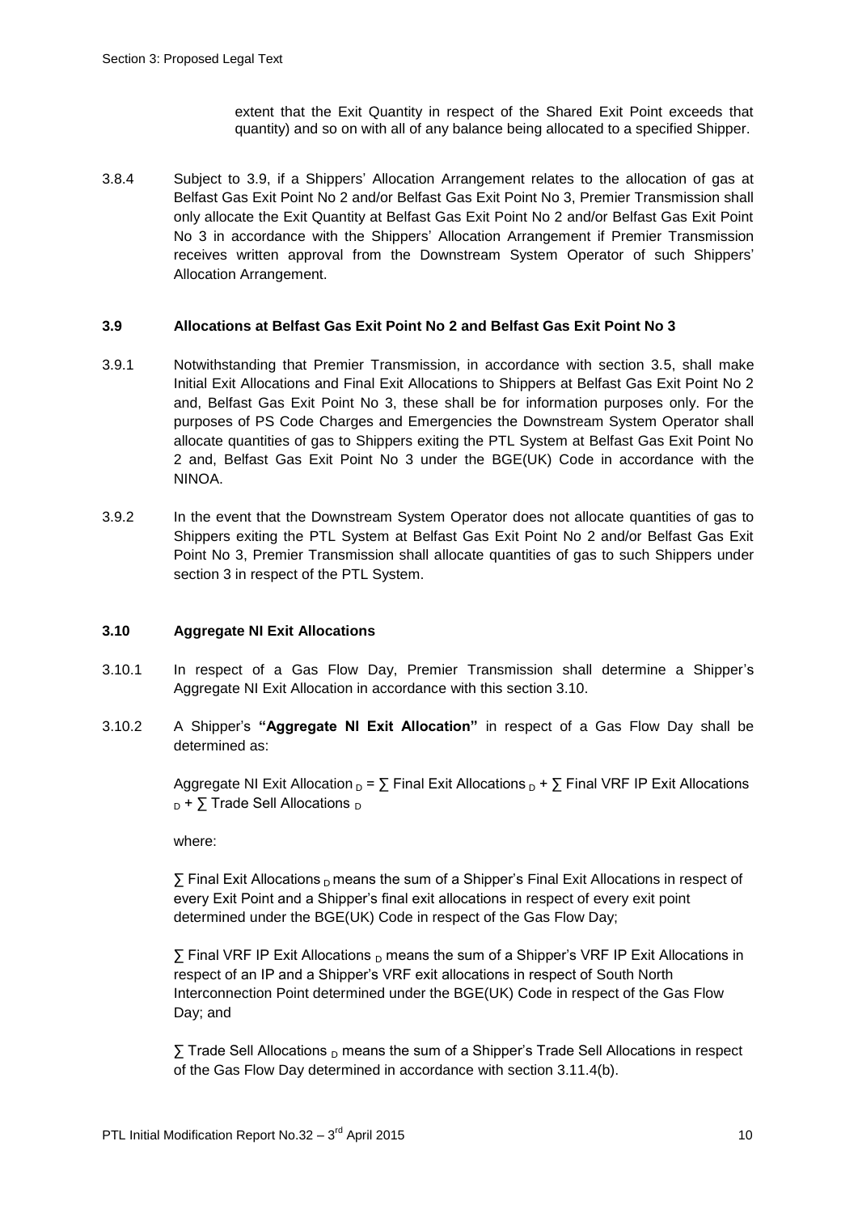extent that the Exit Quantity in respect of the Shared Exit Point exceeds that quantity) and so on with all of any balance being allocated to a specified Shipper.

3.8.4 Subject to 3.9, if a Shippers' Allocation Arrangement relates to the allocation of gas at Belfast Gas Exit Point No 2 and/or Belfast Gas Exit Point No 3, Premier Transmission shall only allocate the Exit Quantity at Belfast Gas Exit Point No 2 and/or Belfast Gas Exit Point No 3 in accordance with the Shippers' Allocation Arrangement if Premier Transmission receives written approval from the Downstream System Operator of such Shippers' Allocation Arrangement.

### 3.9 Allocations at Belfast Gas Exit Point No 2 and Belfast Gas Exit Point No 3

3.9.1 Notwithstanding that Premier Transmission, in accordance with section 3.5, shall make Initial Exit Allocations and Final Exit Allocations to Shippers at Belfast Gas Exit Point No 2 and, Belfast Gas Exit Point No 3, these shall be for information purposes only. For the purposes of PS Code Charges and Emergencies the Downstream System Operator shall allocate quantities of gas to Shippers exiting the PTL System at Belfast Gas Exit Point No 2 and, Belfast Gas Exit Point No 3 under the BGE(UK) Code in accordance with the NINOA.

3.9.2 In the event that the Downstream System Operator does not allocate quantities of gas to Shippers exiting the PTL System at Belfast Gas Exit Point No 2 and/or Belfast Gas Exit Point No 3, Premier Transmission shall allocate quantities of gas to such Shippers under section 3 in respect of the PTL System.

### 3.10 Aggregate NI Exit Allocations

3.10.1 In respect of a Gas Flow Day, Premier Transmission shall determine a Shipper's Aggregate NI Exit Allocation in accordance with this section 3.10.

3.10.2 A Shipper's **"Aggregate NI Exit Allocation"** in respect of a Gas Flow Day shall be determined as:

$$\text{Aggregate NI Exit Allocation}_D = \sum \text{Final Exit Allocations}_D + \sum \text{Final VRF IP Exit Allocations}_D + \sum \text{Trade Sell Allocations}_D$$

where:

$\sum$ Final Exit Allocations $_D$ means the sum of a Shipper's Final Exit Allocations in respect of every Exit Point and a Shipper's final exit allocations in respect of every exit point determined under the BGE(UK) Code in respect of the Gas Flow Day;

$\sum$ Final VRF IP Exit Allocations $_D$ means the sum of a Shipper's VRF IP Exit Allocations in respect of an IP and a Shipper's VRF exit allocations in respect of South North Interconnection Point determined under the BGE(UK) Code in respect of the Gas Flow Day; and

$\sum$ Trade Sell Allocations $_D$ means the sum of a Shipper's Trade Sell Allocations in respect of the Gas Flow Day determined in accordance with section 3.11.4(b).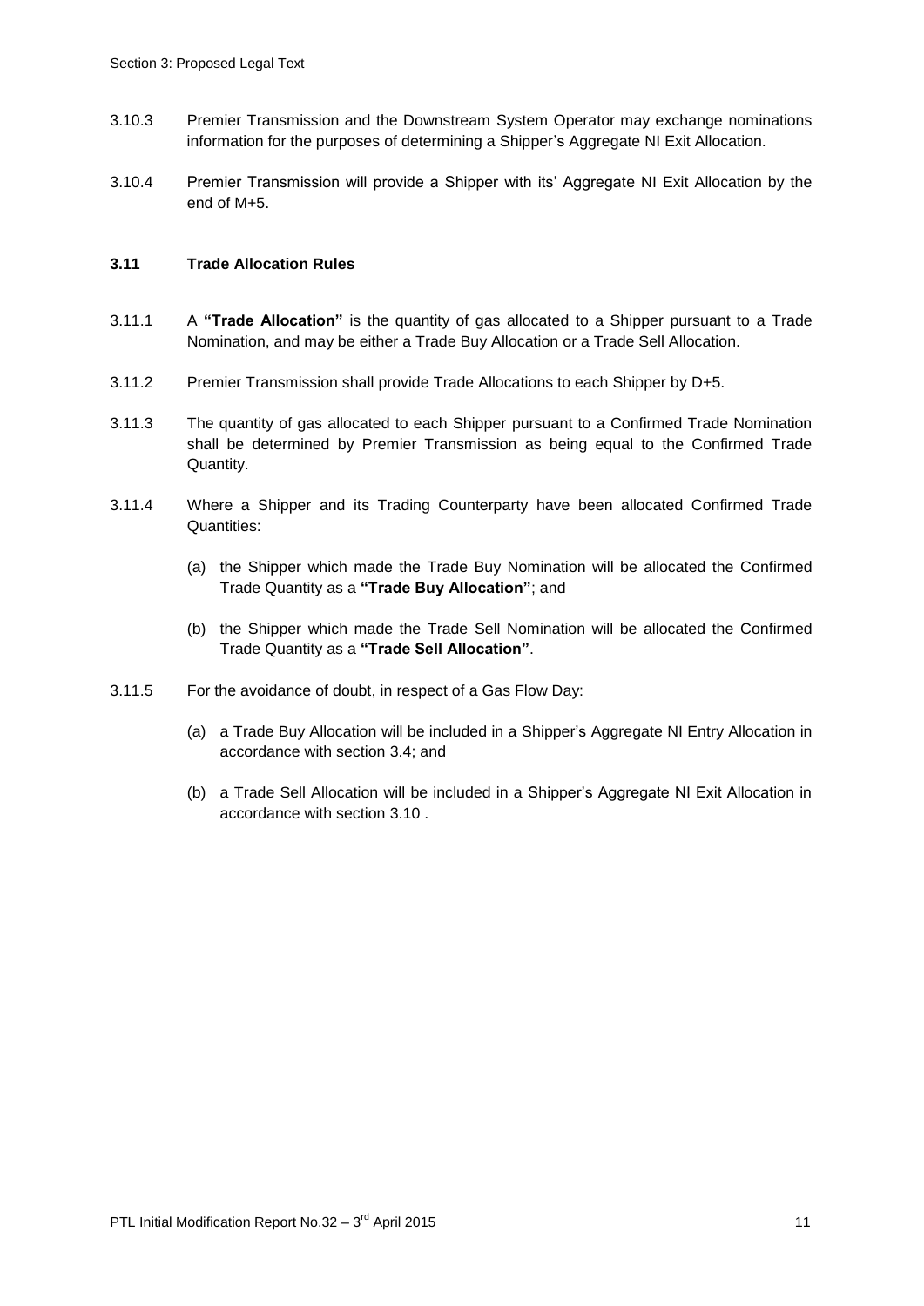3.10.3 Premier Transmission and the Downstream System Operator may exchange nominations information for the purposes of determining a Shipper's Aggregate NI Exit Allocation.

3.10.4 Premier Transmission will provide a Shipper with its' Aggregate NI Exit Allocation by the end of M+5.

### 3.11 Trade Allocation Rules

3.11.1 A **"Trade Allocation"** is the quantity of gas allocated to a Shipper pursuant to a Trade Nomination, and may be either a Trade Buy Allocation or a Trade Sell Allocation.

3.11.2 Premier Transmission shall provide Trade Allocations to each Shipper by D+5.

3.11.3 The quantity of gas allocated to each Shipper pursuant to a Confirmed Trade Nomination shall be determined by Premier Transmission as being equal to the Confirmed Trade Quantity.

3.11.4 Where a Shipper and its Trading Counterparty have been allocated Confirmed Trade Quantities:

(a) the Shipper which made the Trade Buy Nomination will be allocated the Confirmed Trade Quantity as a **"Trade Buy Allocation"**; and

(b) the Shipper which made the Trade Sell Nomination will be allocated the Confirmed Trade Quantity as a **"Trade Sell Allocation"**.

3.11.5 For the avoidance of doubt, in respect of a Gas Flow Day:

(a) a Trade Buy Allocation will be included in a Shipper's Aggregate NI Entry Allocation in accordance with section 3.4; and

(b) a Trade Sell Allocation will be included in a Shipper's Aggregate NI Exit Allocation in accordance with section 3.10 .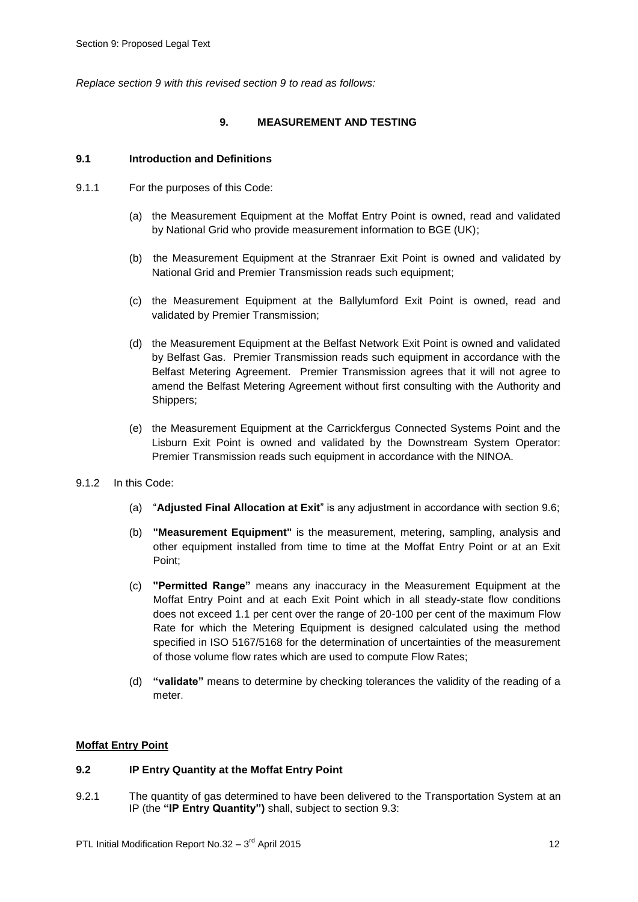*Replace section 9 with this revised section 9 to read as follows:*

# 9. MEASUREMENT AND TESTING

## 9.1 Introduction and Definitions

9.1.1 For the purposes of this Code:

(a) the Measurement Equipment at the Moffat Entry Point is owned, read and validated by National Grid who provide measurement information to BGE (UK);

(b) the Measurement Equipment at the Stranraer Exit Point is owned and validated by National Grid and Premier Transmission reads such equipment;

(c) the Measurement Equipment at the Ballylumford Exit Point is owned, read and validated by Premier Transmission;

(d) the Measurement Equipment at the Belfast Network Exit Point is owned and validated by Belfast Gas. Premier Transmission reads such equipment in accordance with the Belfast Metering Agreement. Premier Transmission agrees that it will not agree to amend the Belfast Metering Agreement without first consulting with the Authority and Shippers;

(e) the Measurement Equipment at the Carrickfergus Connected Systems Point and the Lisburn Exit Point is owned and validated by the Downstream System Operator: Premier Transmission reads such equipment in accordance with the NINOA.

9.1.2 In this Code:

(a) "**Adjusted Final Allocation at Exit**" is any adjustment in accordance with section 9.6;

(b) **"Measurement Equipment"** is the measurement, metering, sampling, analysis and other equipment installed from time to time at the Moffat Entry Point or at an Exit Point;

(c) **"Permitted Range"** means any inaccuracy in the Measurement Equipment at the Moffat Entry Point and at each Exit Point which in all steady-state flow conditions does not exceed 1.1 per cent over the range of 20-100 per cent of the maximum Flow Rate for which the Metering Equipment is designed calculated using the method specified in ISO 5167/5168 for the determination of uncertainties of the measurement of those volume flow rates which are used to compute Flow Rates;

(d) **"validate"** means to determine by checking tolerances the validity of the reading of a meter.

**Moffat Entry Point**

## 9.2 IP Entry Quantity at the Moffat Entry Point

9.2.1 The quantity of gas determined to have been delivered to the Transportation System at an IP (the **"IP Entry Quantity")** shall, subject to section 9.3: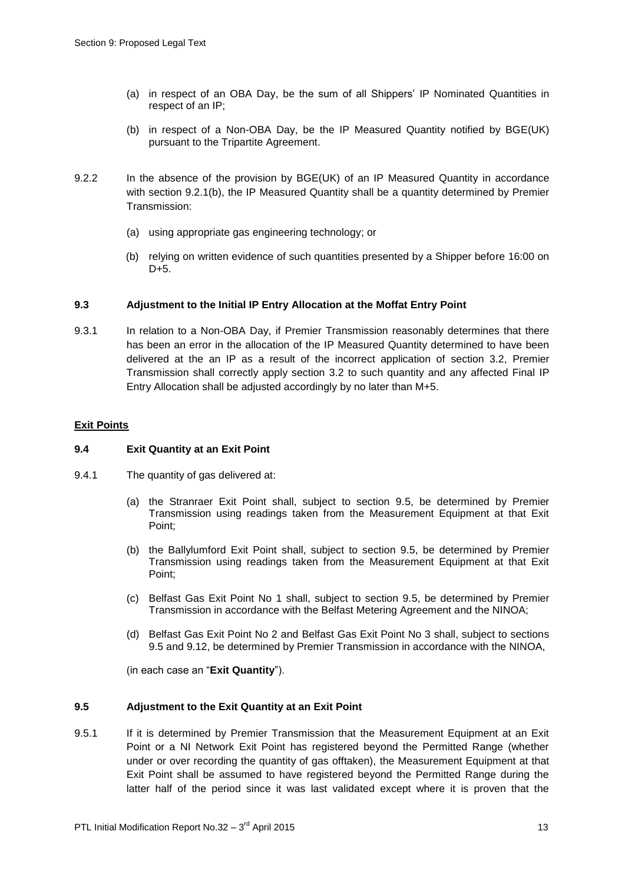(a) in respect of an OBA Day, be the sum of all Shippers' IP Nominated Quantities in respect of an IP;

(b) in respect of a Non-OBA Day, be the IP Measured Quantity notified by BGE(UK) pursuant to the Tripartite Agreement.

9.2.2 In the absence of the provision by BGE(UK) of an IP Measured Quantity in accordance with section 9.2.1(b), the IP Measured Quantity shall be a quantity determined by Premier Transmission:

(a) using appropriate gas engineering technology; or

(b) relying on written evidence of such quantities presented by a Shipper before 16:00 on D+5.

### 9.3 Adjustment to the Initial IP Entry Allocation at the Moffat Entry Point

9.3.1 In relation to a Non-OBA Day, if Premier Transmission reasonably determines that there has been an error in the allocation of the IP Measured Quantity determined to have been delivered at the an IP as a result of the incorrect application of section 3.2, Premier Transmission shall correctly apply section 3.2 to such quantity and any affected Final IP Entry Allocation shall be adjusted accordingly by no later than M+5.

## Exit Points

### 9.4 Exit Quantity at an Exit Point

9.4.1 The quantity of gas delivered at:

(a) the Stranraer Exit Point shall, subject to section 9.5, be determined by Premier Transmission using readings taken from the Measurement Equipment at that Exit Point;

(b) the Ballylumford Exit Point shall, subject to section 9.5, be determined by Premier Transmission using readings taken from the Measurement Equipment at that Exit Point;

(c) Belfast Gas Exit Point No 1 shall, subject to section 9.5, be determined by Premier Transmission in accordance with the Belfast Metering Agreement and the NINOA;

(d) Belfast Gas Exit Point No 2 and Belfast Gas Exit Point No 3 shall, subject to sections 9.5 and 9.12, be determined by Premier Transmission in accordance with the NINOA,

(in each case an "**Exit Quantity**").

### 9.5 Adjustment to the Exit Quantity at an Exit Point

9.5.1 If it is determined by Premier Transmission that the Measurement Equipment at an Exit Point or a NI Network Exit Point has registered beyond the Permitted Range (whether under or over recording the quantity of gas offtaken), the Measurement Equipment at that Exit Point shall be assumed to have registered beyond the Permitted Range during the latter half of the period since it was last validated except where it is proven that the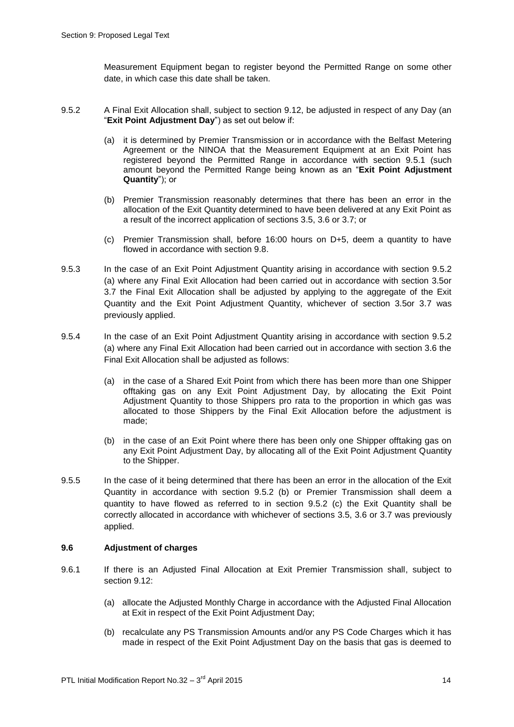Measurement Equipment began to register beyond the Permitted Range on some other date, in which case this date shall be taken.

9.5.2 A Final Exit Allocation shall, subject to section 9.12, be adjusted in respect of any Day (an "**Exit Point Adjustment Day**") as set out below if:

(a) it is determined by Premier Transmission or in accordance with the Belfast Metering Agreement or the NINOA that the Measurement Equipment at an Exit Point has registered beyond the Permitted Range in accordance with section 9.5.1 (such amount beyond the Permitted Range being known as an "**Exit Point Adjustment Quantity**"); or

(b) Premier Transmission reasonably determines that there has been an error in the allocation of the Exit Quantity determined to have been delivered at any Exit Point as a result of the incorrect application of sections 3.5, 3.6 or 3.7; or

(c) Premier Transmission shall, before 16:00 hours on D+5, deem a quantity to have flowed in accordance with section 9.8.

9.5.3 In the case of an Exit Point Adjustment Quantity arising in accordance with section 9.5.2 (a) where any Final Exit Allocation had been carried out in accordance with section 3.5or 3.7 the Final Exit Allocation shall be adjusted by applying to the aggregate of the Exit Quantity and the Exit Point Adjustment Quantity, whichever of section 3.5or 3.7 was previously applied.

9.5.4 In the case of an Exit Point Adjustment Quantity arising in accordance with section 9.5.2 (a) where any Final Exit Allocation had been carried out in accordance with section 3.6 the Final Exit Allocation shall be adjusted as follows:

(a) in the case of a Shared Exit Point from which there has been more than one Shipper offtaking gas on any Exit Point Adjustment Day, by allocating the Exit Point Adjustment Quantity to those Shippers pro rata to the proportion in which gas was allocated to those Shippers by the Final Exit Allocation before the adjustment is made;

(b) in the case of an Exit Point where there has been only one Shipper offtaking gas on any Exit Point Adjustment Day, by allocating all of the Exit Point Adjustment Quantity to the Shipper.

9.5.5 In the case of it being determined that there has been an error in the allocation of the Exit Quantity in accordance with section 9.5.2 (b) or Premier Transmission shall deem a quantity to have flowed as referred to in section 9.5.2 (c) the Exit Quantity shall be correctly allocated in accordance with whichever of sections 3.5, 3.6 or 3.7 was previously applied.

### 9.6 Adjustment of charges

9.6.1 If there is an Adjusted Final Allocation at Exit Premier Transmission shall, subject to section 9.12:

(a) allocate the Adjusted Monthly Charge in accordance with the Adjusted Final Allocation at Exit in respect of the Exit Point Adjustment Day;

(b) recalculate any PS Transmission Amounts and/or any PS Code Charges which it has made in respect of the Exit Point Adjustment Day on the basis that gas is deemed to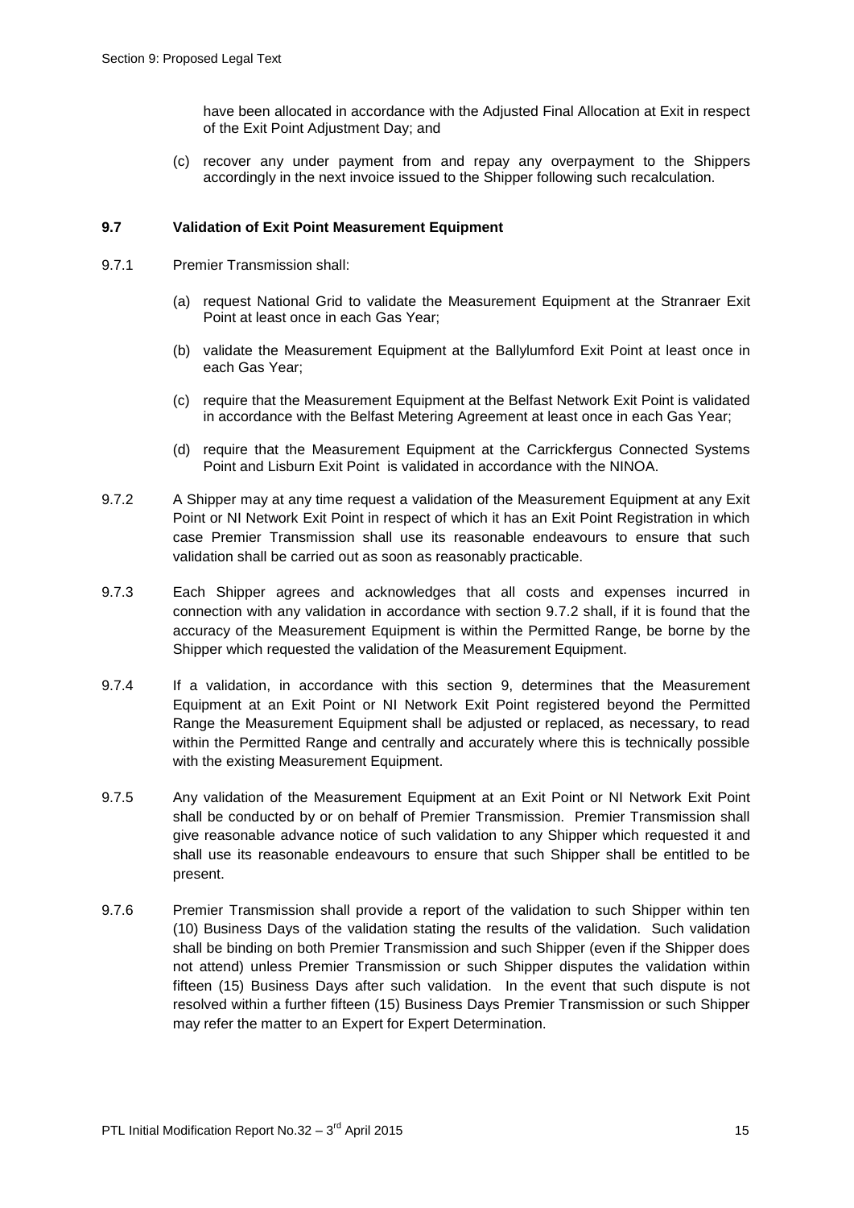have been allocated in accordance with the Adjusted Final Allocation at Exit in respect of the Exit Point Adjustment Day; and

(c) recover any under payment from and repay any overpayment to the Shippers accordingly in the next invoice issued to the Shipper following such recalculation.

### 9.7 Validation of Exit Point Measurement Equipment

9.7.1 Premier Transmission shall:

(a) request National Grid to validate the Measurement Equipment at the Stranraer Exit Point at least once in each Gas Year;

(b) validate the Measurement Equipment at the Ballylumford Exit Point at least once in each Gas Year;

(c) require that the Measurement Equipment at the Belfast Network Exit Point is validated in accordance with the Belfast Metering Agreement at least once in each Gas Year;

(d) require that the Measurement Equipment at the Carrickfergus Connected Systems Point and Lisburn Exit Point is validated in accordance with the NINOA.

9.7.2 A Shipper may at any time request a validation of the Measurement Equipment at any Exit Point or NI Network Exit Point in respect of which it has an Exit Point Registration in which case Premier Transmission shall use its reasonable endeavours to ensure that such validation shall be carried out as soon as reasonably practicable.

9.7.3 Each Shipper agrees and acknowledges that all costs and expenses incurred in connection with any validation in accordance with section 9.7.2 shall, if it is found that the accuracy of the Measurement Equipment is within the Permitted Range, be borne by the Shipper which requested the validation of the Measurement Equipment.

9.7.4 If a validation, in accordance with this section 9, determines that the Measurement Equipment at an Exit Point or NI Network Exit Point registered beyond the Permitted Range the Measurement Equipment shall be adjusted or replaced, as necessary, to read within the Permitted Range and centrally and accurately where this is technically possible with the existing Measurement Equipment.

9.7.5 Any validation of the Measurement Equipment at an Exit Point or NI Network Exit Point shall be conducted by or on behalf of Premier Transmission. Premier Transmission shall give reasonable advance notice of such validation to any Shipper which requested it and shall use its reasonable endeavours to ensure that such Shipper shall be entitled to be present.

9.7.6 Premier Transmission shall provide a report of the validation to such Shipper within ten (10) Business Days of the validation stating the results of the validation. Such validation shall be binding on both Premier Transmission and such Shipper (even if the Shipper does not attend) unless Premier Transmission or such Shipper disputes the validation within fifteen (15) Business Days after such validation. In the event that such dispute is not resolved within a further fifteen (15) Business Days Premier Transmission or such Shipper may refer the matter to an Expert for Expert Determination.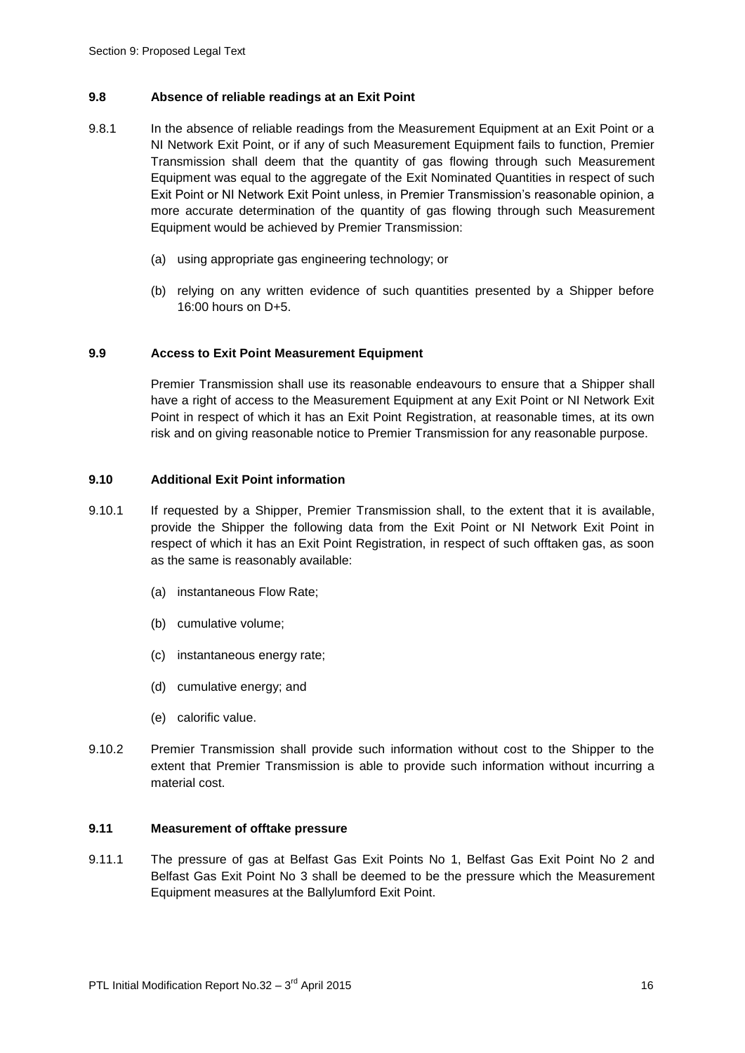### 9.8 Absence of reliable readings at an Exit Point

9.8.1 In the absence of reliable readings from the Measurement Equipment at an Exit Point or a NI Network Exit Point, or if any of such Measurement Equipment fails to function, Premier Transmission shall deem that the quantity of gas flowing through such Measurement Equipment was equal to the aggregate of the Exit Nominated Quantities in respect of such Exit Point or NI Network Exit Point unless, in Premier Transmission's reasonable opinion, a more accurate determination of the quantity of gas flowing through such Measurement Equipment would be achieved by Premier Transmission:

(a) using appropriate gas engineering technology; or

(b) relying on any written evidence of such quantities presented by a Shipper before 16:00 hours on D+5.

### 9.9 Access to Exit Point Measurement Equipment

Premier Transmission shall use its reasonable endeavours to ensure that a Shipper shall have a right of access to the Measurement Equipment at any Exit Point or NI Network Exit Point in respect of which it has an Exit Point Registration, at reasonable times, at its own risk and on giving reasonable notice to Premier Transmission for any reasonable purpose.

### 9.10 Additional Exit Point information

9.10.1 If requested by a Shipper, Premier Transmission shall, to the extent that it is available, provide the Shipper the following data from the Exit Point or NI Network Exit Point in respect of which it has an Exit Point Registration, in respect of such offtaken gas, as soon as the same is reasonably available:

(a) instantaneous Flow Rate;

(b) cumulative volume;

(c) instantaneous energy rate;

(d) cumulative energy; and

(e) calorific value.

9.10.2 Premier Transmission shall provide such information without cost to the Shipper to the extent that Premier Transmission is able to provide such information without incurring a material cost.

### 9.11 Measurement of offtake pressure

9.11.1 The pressure of gas at Belfast Gas Exit Points No 1, Belfast Gas Exit Point No 2 and Belfast Gas Exit Point No 3 shall be deemed to be the pressure which the Measurement Equipment measures at the Ballylumford Exit Point.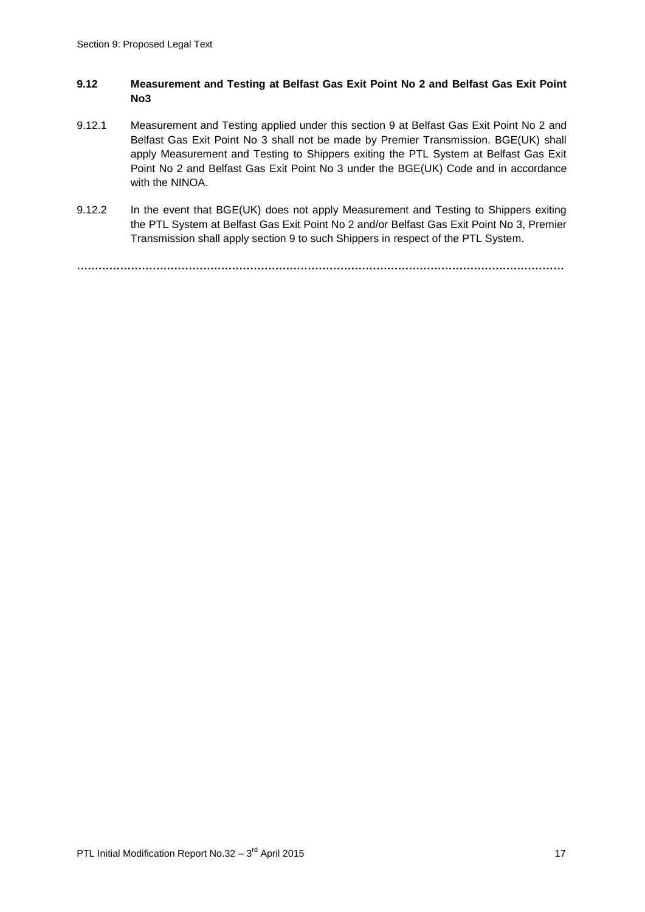### 9.12 Measurement and Testing at Belfast Gas Exit Point No 2 and Belfast Gas Exit Point No3

9.12.1 Measurement and Testing applied under this section 9 at Belfast Gas Exit Point No 2 and Belfast Gas Exit Point No 3 shall not be made by Premier Transmission. BGE(UK) shall apply Measurement and Testing to Shippers exiting the PTL System at Belfast Gas Exit Point No 2 and Belfast Gas Exit Point No 3 under the BGE(UK) Code and in accordance with the NINOA.

9.12.2 In the event that BGE(UK) does not apply Measurement and Testing to Shippers exiting the PTL System at Belfast Gas Exit Point No 2 and/or Belfast Gas Exit Point No 3, Premier Transmission shall apply section 9 to such Shippers in respect of the PTL System.

………………………………………………………………………………………………………………………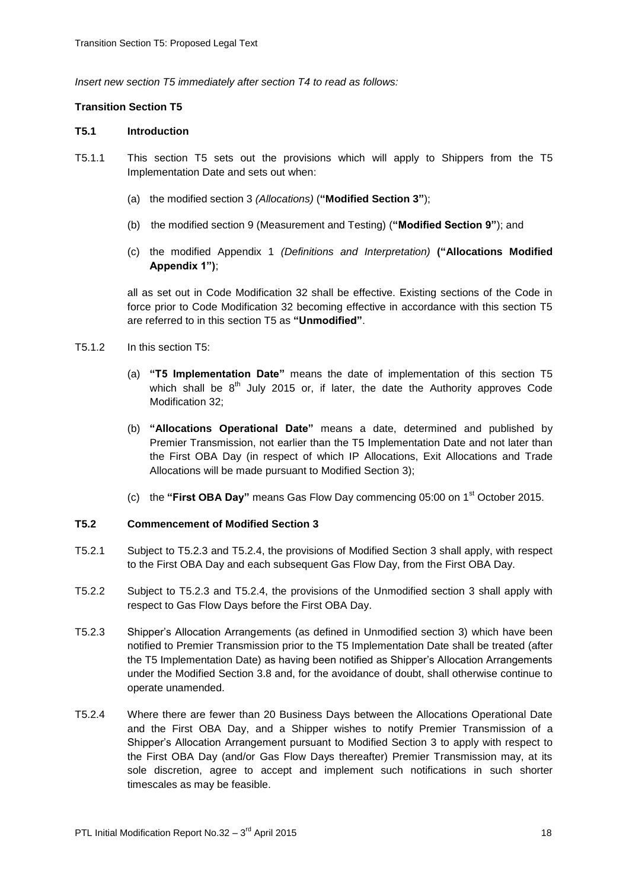*Insert new section T5 immediately after section T4 to read as follows:*

**Transition Section T5**

**T5.1 Introduction**

T5.1.1 This section T5 sets out the provisions which will apply to Shippers from the T5 Implementation Date and sets out when:

(a) the modified section 3 *(Allocations)* (**"Modified Section 3"**);

(b) the modified section 9 (Measurement and Testing) (**"Modified Section 9"**); and

(c) the modified Appendix 1 *(Definitions and Interpretation)* **("Allocations Modified Appendix 1")**;

all as set out in Code Modification 32 shall be effective. Existing sections of the Code in force prior to Code Modification 32 becoming effective in accordance with this section T5 are referred to in this section T5 as **"Unmodified"**.

T5.1.2 In this section T5:

(a) **"T5 Implementation Date"** means the date of implementation of this section T5 which shall be 8th July 2015 or, if later, the date the Authority approves Code Modification 32;

(b) **"Allocations Operational Date"** means a date, determined and published by Premier Transmission, not earlier than the T5 Implementation Date and not later than the First OBA Day (in respect of which IP Allocations, Exit Allocations and Trade Allocations will be made pursuant to Modified Section 3);

(c) the **"First OBA Day"** means Gas Flow Day commencing 05:00 on 1st October 2015.

**T5.2 Commencement of Modified Section 3**

T5.2.1 Subject to T5.2.3 and T5.2.4, the provisions of Modified Section 3 shall apply, with respect to the First OBA Day and each subsequent Gas Flow Day, from the First OBA Day.

T5.2.2 Subject to T5.2.3 and T5.2.4, the provisions of the Unmodified section 3 shall apply with respect to Gas Flow Days before the First OBA Day.

T5.2.3 Shipper's Allocation Arrangements (as defined in Unmodified section 3) which have been notified to Premier Transmission prior to the T5 Implementation Date shall be treated (after the T5 Implementation Date) as having been notified as Shipper's Allocation Arrangements under the Modified Section 3.8 and, for the avoidance of doubt, shall otherwise continue to operate unamended.

T5.2.4 Where there are fewer than 20 Business Days between the Allocations Operational Date and the First OBA Day, and a Shipper wishes to notify Premier Transmission of a Shipper's Allocation Arrangement pursuant to Modified Section 3 to apply with respect to the First OBA Day (and/or Gas Flow Days thereafter) Premier Transmission may, at its sole discretion, agree to accept and implement such notifications in such shorter timescales as may be feasible.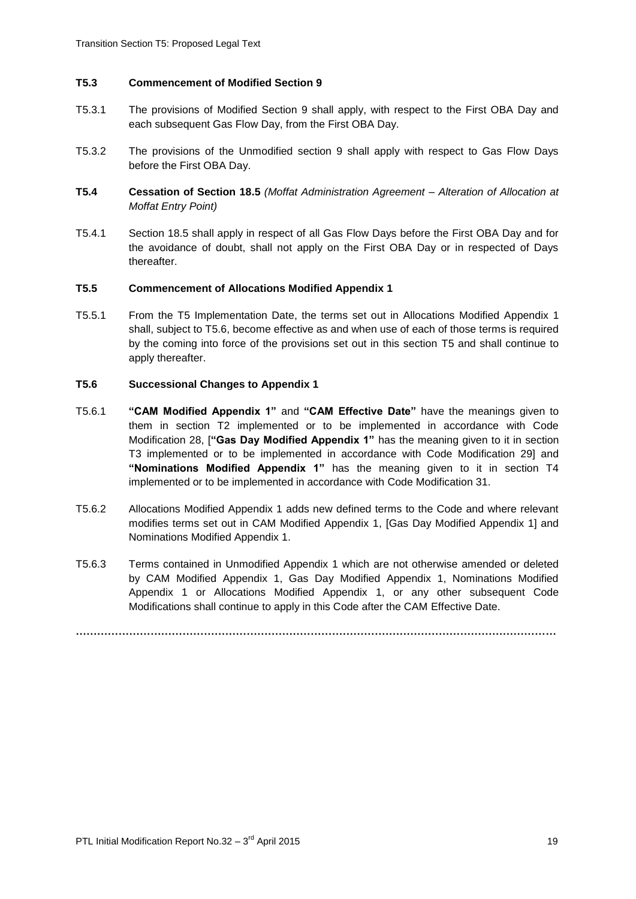### T5.3 Commencement of Modified Section 9

T5.3.1 The provisions of Modified Section 9 shall apply, with respect to the First OBA Day and each subsequent Gas Flow Day, from the First OBA Day.

T5.3.2 The provisions of the Unmodified section 9 shall apply with respect to Gas Flow Days before the First OBA Day.

### T5.4 Cessation of Section 18.5 *(Moffat Administration Agreement – Alteration of Allocation at Moffat Entry Point)*

T5.4.1 Section 18.5 shall apply in respect of all Gas Flow Days before the First OBA Day and for the avoidance of doubt, shall not apply on the First OBA Day or in respected of Days thereafter.

### T5.5 Commencement of Allocations Modified Appendix 1

T5.5.1 From the T5 Implementation Date, the terms set out in Allocations Modified Appendix 1 shall, subject to T5.6, become effective as and when use of each of those terms is required by the coming into force of the provisions set out in this section T5 and shall continue to apply thereafter.

### T5.6 Successional Changes to Appendix 1

T5.6.1 **"CAM Modified Appendix 1"** and **"CAM Effective Date"** have the meanings given to them in section T2 implemented or to be implemented in accordance with Code Modification 28, [**"Gas Day Modified Appendix 1"** has the meaning given to it in section T3 implemented or to be implemented in accordance with Code Modification 29] and **"Nominations Modified Appendix 1"** has the meaning given to it in section T4 implemented or to be implemented in accordance with Code Modification 31.

T5.6.2 Allocations Modified Appendix 1 adds new defined terms to the Code and where relevant modifies terms set out in CAM Modified Appendix 1, [Gas Day Modified Appendix 1] and Nominations Modified Appendix 1.

T5.6.3 Terms contained in Unmodified Appendix 1 which are not otherwise amended or deleted by CAM Modified Appendix 1, Gas Day Modified Appendix 1, Nominations Modified Appendix 1 or Allocations Modified Appendix 1, or any other subsequent Code Modifications shall continue to apply in this Code after the CAM Effective Date.

……………………………………………………………………………………………………………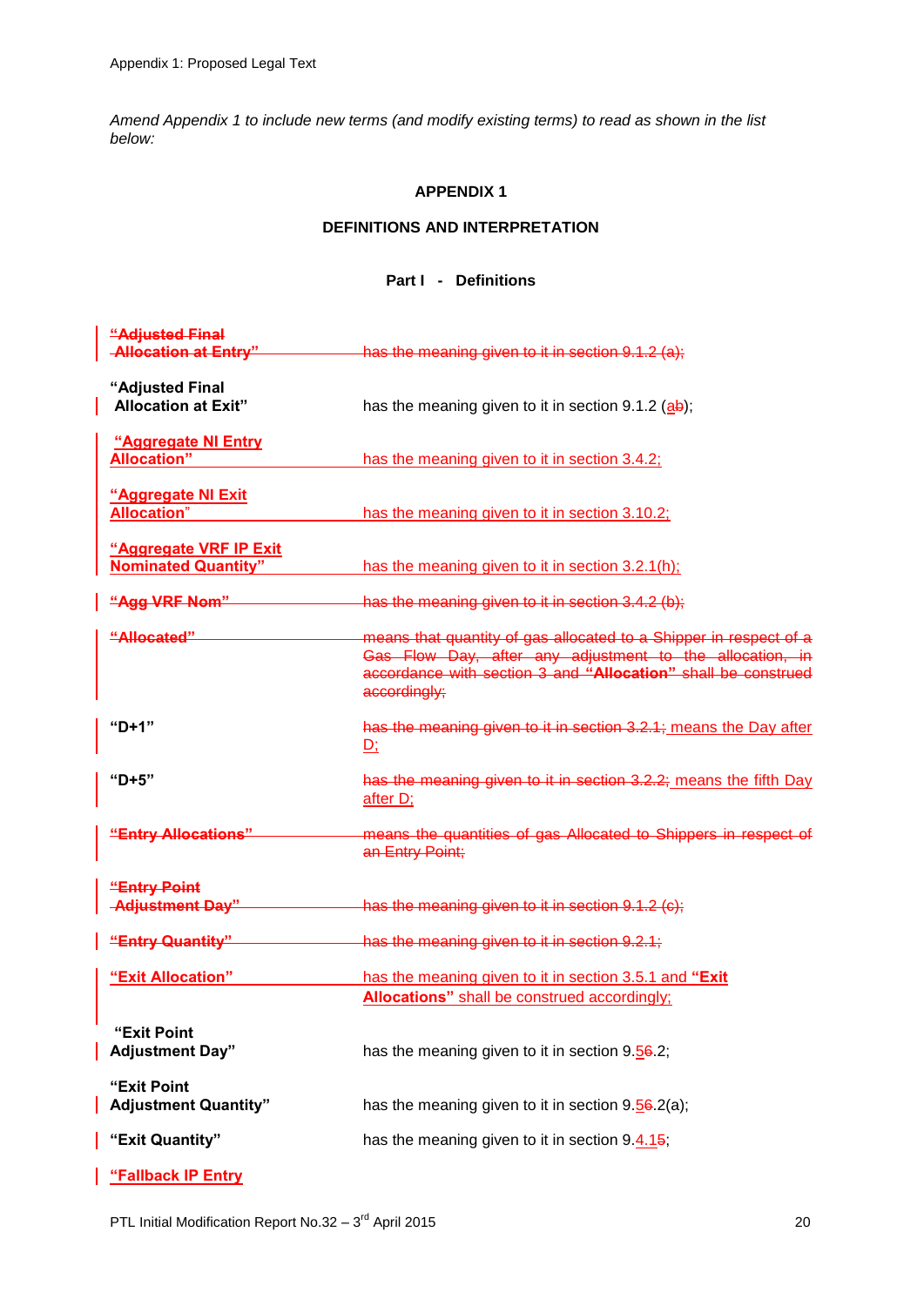Appendix 1: Proposed Legal Text

*Amend Appendix 1 to include new terms (and modify existing terms) to read as shown in the list below:*

**APPENDIX 1**

**DEFINITIONS AND INTERPRETATION**

**Part I - Definitions**

| | |
|---|---|
| ~~**"Adjusted Final Allocation at Entry"**~~ | ~~has the meaning given to it in section 9.1.2 (a);~~ |
| **"Adjusted Final Allocation at Exit"** | has the meaning given to it in section 9.1.2 (a~~b~~); |
| **"Aggregate NI Entry Allocation"** | has the meaning given to it in section 3.4.2; |
| **"Aggregate NI Exit Allocation"** | has the meaning given to it in section 3.10.2; |
| **"Aggregate VRF IP Exit Nominated Quantity"** | has the meaning given to it in section 3.2.1(h); |
| ~~**"Agg VRF Nom"**~~ | ~~has the meaning given to it in section 3.4.2 (b);~~ |
| ~~**"Allocated"**~~ | ~~means that quantity of gas allocated to a Shipper in respect of a Gas Flow Day, after any adjustment to the allocation, in accordance with section 3 and **"Allocation"** shall be construed accordingly;~~ |
| **"D+1"** | ~~has the meaning given to it in section 3.2.1;~~ means the Day after D; |
| **"D+5"** | ~~has the meaning given to it in section 3.2.2;~~ means the fifth Day after D; |
| ~~**"Entry Allocations"**~~ | ~~means the quantities of gas Allocated to Shippers in respect of an Entry Point;~~ |
| ~~**"Entry Point Adjustment Day"**~~ | ~~has the meaning given to it in section 9.1.2 (c);~~ |
| ~~**"Entry Quantity"**~~ | ~~has the meaning given to it in section 9.2.1;~~ |
| **"Exit Allocation"** | has the meaning given to it in section 3.5.1 and **"Exit Allocations"** shall be construed accordingly; |
| **"Exit Point Adjustment Day"** | has the meaning given to it in section 9.5~~6~~.2; |
| **"Exit Point Adjustment Quantity"** | has the meaning given to it in section 9.5~~6~~.2(a); |
| **"Exit Quantity"** | has the meaning given to it in section 9.4.1~~5~~; |
| **"Fallback IP Entry** | |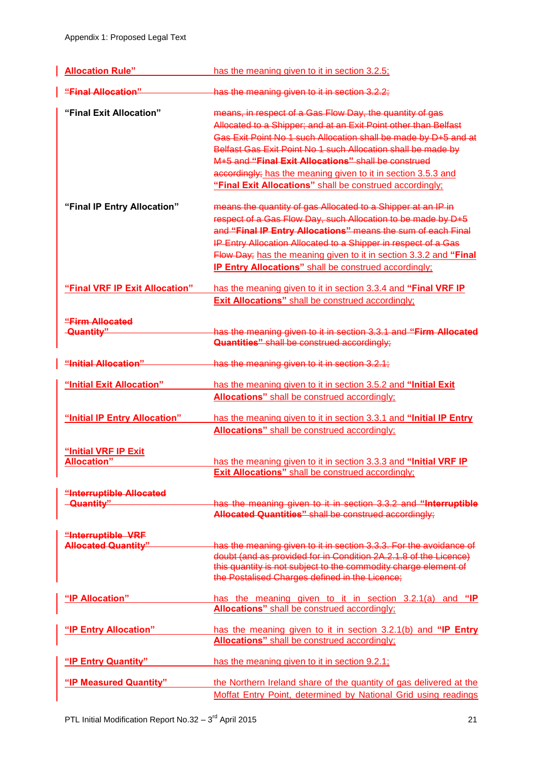Appendix 1: Proposed Legal Text

| | |
|---|---|
| Allocation Rule" | has the meaning given to it in section 3.2.5; |
| ~~"Final Allocation"~~ | ~~has the meaning given to it in section 3.2.2;~~ |
| **"Final Exit Allocation"** | ~~means, in respect of a Gas Flow Day, the quantity of gas Allocated to a Shipper; and at an Exit Point other than Belfast Gas Exit Point No 1 such Allocation shall be made by D+5 and at Belfast Gas Exit Point No 1 such Allocation shall be made by M+5 and **"Final Exit Allocations"** shall be construed accordingly;~~ has the meaning given to it in section 3.5.3 and **"Final Exit Allocations"** shall be construed accordingly; |
| **"Final IP Entry Allocation"** | ~~means the quantity of gas Allocated to a Shipper at an IP in respect of a Gas Flow Day, such Allocation to be made by D+5 and **"Final IP Entry Allocations"** means the sum of each Final IP Entry Allocation Allocated to a Shipper in respect of a Gas Flow Day;~~ has the meaning given to it in section 3.3.2 and **"Final IP Entry Allocations"** shall be construed accordingly; |
| **"Final VRF IP Exit Allocation"** | has the meaning given to it in section 3.3.4 and **"Final VRF IP Exit Allocations"** shall be construed accordingly; |
| ~~"Firm Allocated Quantity"~~ | ~~has the meaning given to it in section 3.3.1 and **"Firm Allocated Quantities"** shall be construed accordingly;~~ |
| ~~"Initial Allocation"~~ | ~~has the meaning given to it in section 3.2.1;~~ |
| **"Initial Exit Allocation"** | has the meaning given to it in section 3.5.2 and **"Initial Exit Allocations"** shall be construed accordingly; |
| **"Initial IP Entry Allocation"** | has the meaning given to it in section 3.3.1 and **"Initial IP Entry Allocations"** shall be construed accordingly; |
| **"Initial VRF IP Exit Allocation"** | has the meaning given to it in section 3.3.3 and **"Initial VRF IP Exit Allocations"** shall be construed accordingly; |
| ~~"Interruptible Allocated Quantity"~~ | ~~has the meaning given to it in section 3.3.2 and **"Interruptible Allocated Quantities"** shall be construed accordingly;~~ |
| ~~"Interruptible VRF Allocated Quantity"~~ | ~~has the meaning given to it in section 3.3.3. For the avoidance of doubt (and as provided for in Condition 2A.2.1.8 of the Licence) this quantity is not subject to the commodity charge element of the Postalised Charges defined in the Licence;~~ |
| **"IP Allocation"** | has the meaning given to it in section 3.2.1(a) and **"IP Allocations"** shall be construed accordingly; |
| **"IP Entry Allocation"** | has the meaning given to it in section 3.2.1(b) and **"IP Entry Allocations"** shall be construed accordingly; |
| **"IP Entry Quantity"** | has the meaning given to it in section 9.2.1; |
| **"IP Measured Quantity"** | the Northern Ireland share of the quantity of gas delivered at the Moffat Entry Point, determined by National Grid using readings |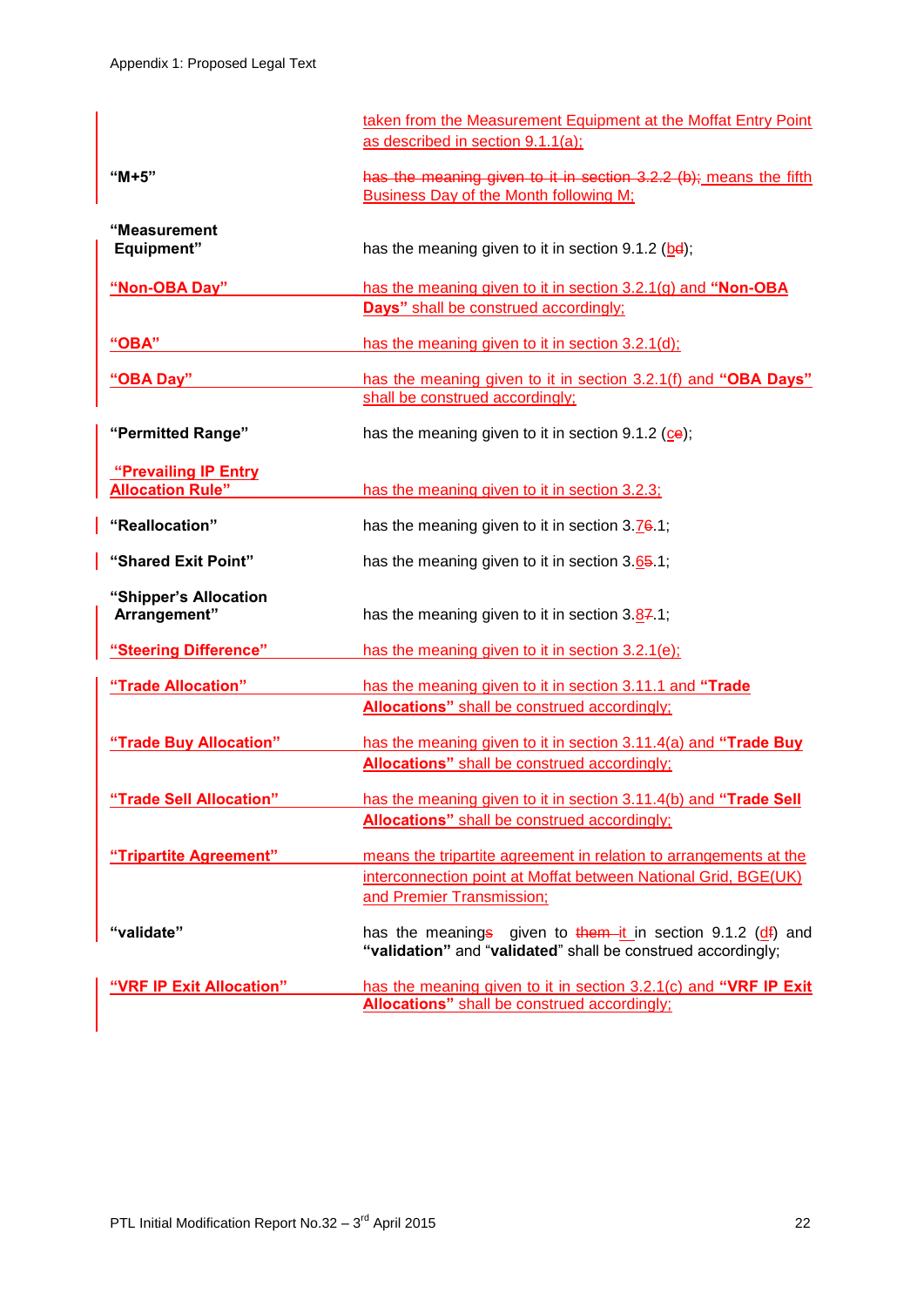| | |
|---|---|
| | taken from the Measurement Equipment at the Moffat Entry Point as described in section 9.1.1(a); |
| **"M+5"** | ~~has the meaning given to it in section 3.2.2 (b);~~ means the fifth Business Day of the Month following M; |
| **"Measurement Equipment"** | has the meaning given to it in section 9.1.2 (b~~d~~); |
| **"Non-OBA Day"** | has the meaning given to it in section 3.2.1(g) and **"Non-OBA Days"** shall be construed accordingly; |
| **"OBA"** | has the meaning given to it in section 3.2.1(d); |
| **"OBA Day"** | has the meaning given to it in section 3.2.1(f) and **"OBA Days"** shall be construed accordingly; |
| **"Permitted Range"** | has the meaning given to it in section 9.1.2 (c~~e~~); |
| **"Prevailing IP Entry Allocation Rule"** | has the meaning given to it in section 3.2.3; |
| **"Reallocation"** | has the meaning given to it in section 3.7~~6~~.1; |
| **"Shared Exit Point"** | has the meaning given to it in section 3.6~~5~~.1; |
| **"Shipper's Allocation Arrangement"** | has the meaning given to it in section 3.8~~7~~.1; |
| **"Steering Difference"** | has the meaning given to it in section 3.2.1(e); |
| **"Trade Allocation"** | has the meaning given to it in section 3.11.1 and **"Trade Allocations"** shall be construed accordingly; |
| **"Trade Buy Allocation"** | has the meaning given to it in section 3.11.4(a) and **"Trade Buy Allocations"** shall be construed accordingly; |
| **"Trade Sell Allocation"** | has the meaning given to it in section 3.11.4(b) and **"Trade Sell Allocations"** shall be construed accordingly; |
| **"Tripartite Agreement"** | means the tripartite agreement in relation to arrangements at the interconnection point at Moffat between National Grid, BGE(UK) and Premier Transmission; |
| **"validate"** | has the meaning~~s~~ given to ~~them~~ it in section 9.1.2 (d~~f~~) and **"validation"** and "**validated**" shall be construed accordingly; |
| **"VRF IP Exit Allocation"** | has the meaning given to it in section 3.2.1(c) and **"VRF IP Exit Allocations"** shall be construed accordingly; |